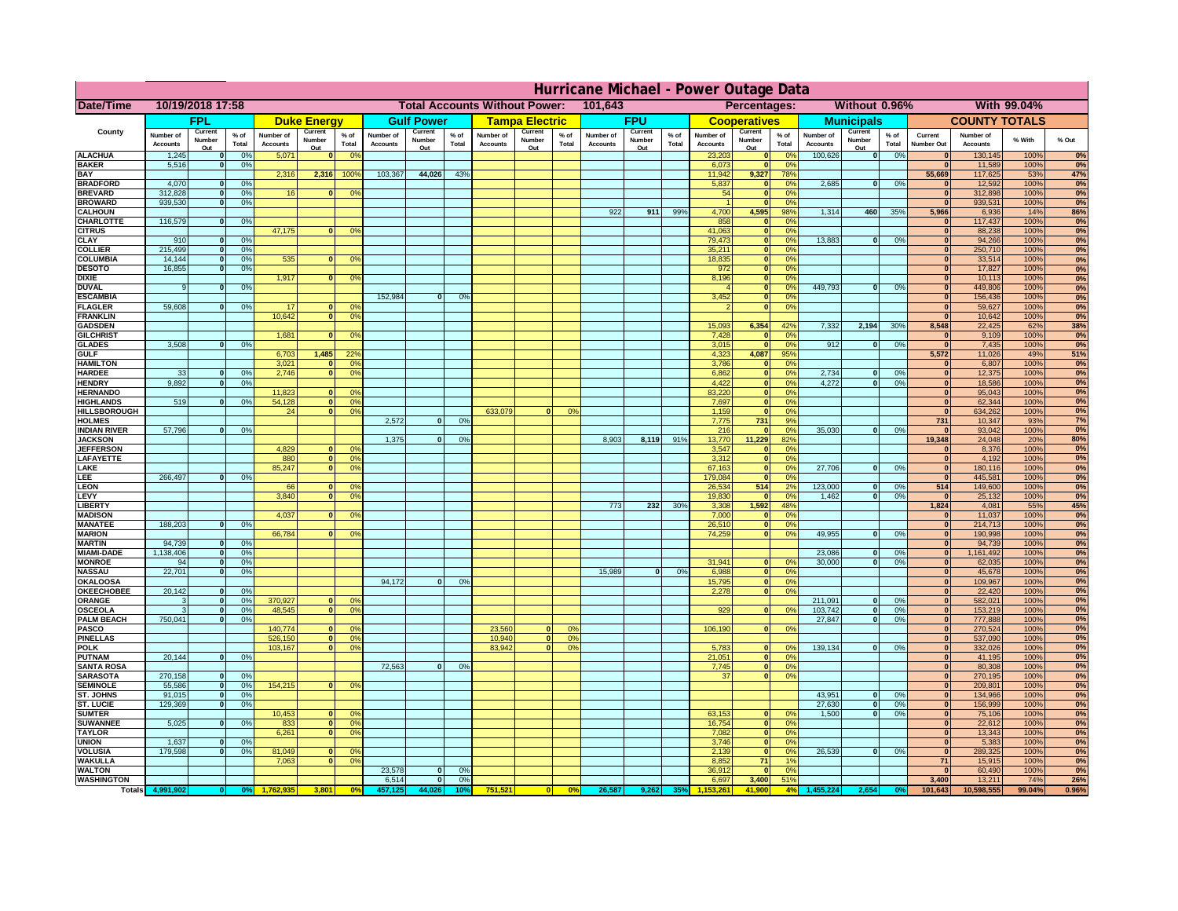# Hurricane Michael - Power Outage Data

| Date/Time | 10/19/2018 17:58 | | | Total Accounts Without Power: | 101,643 | | | Percentages: | Without 0.96% | | With 99.04% |
|---|---|---|---|---|---|---|---|---|---|---|---|

| County | FPL | | | Duke Energy | | | Gulf Power | | | Tampa Electric | | | FPU | | | Cooperatives | | | Municipals | | | COUNTY TOTALS | | | |
|---|---|---|---|---|---|---|---|---|---|---|---|---|---|---|---|---|---|---|---|---|---|---|---|---|---|
| | Number of Accounts | Current Number Out | % of Total | Number of Accounts | Current Number Out | % of Total | Number of Accounts | Current Number Out | % of Total | Number of Accounts | Current Number Out | % of Total | Number of Accounts | Current Number Out | % of Total | Number of Accounts | Current Number Out | % of Total | Number of Accounts | Current Number Out | % of Total | Current Number Out | Number of Accounts | % With | % Out |
| ALACHUA | 1,245 | 0 | 0% | 5,071 | 0 | 0% | | | | | | | | | | 23,203 | 0 | 0% | 100,626 | 0 | 0% | 0 | 130,145 | 100% | 0% |
| BAKER | 5,516 | 0 | 0% | | | | | | | | | | | | | 6,073 | 0 | 0% | | | | 0 | 11,589 | 100% | 0% |
| BAY | | | | 2,316 | 2,316 | 100% | 103,367 | 44,026 | 43% | | | | | | | 11,942 | 9,327 | 78% | | | | 55,669 | 117,625 | 53% | 47% |
| BRADFORD | 4,070 | 0 | 0% | | | | | | | | | | | | | 5,837 | 0 | 0% | 2,685 | 0 | 0% | 0 | 12,592 | 100% | 0% |
| BREVARD | 312,828 | 0 | 0% | 16 | 0 | 0% | | | | | | | | | | 54 | 0 | 0% | | | | 0 | 312,898 | 100% | 0% |
| BROWARD | 939,530 | 0 | 0% | | | | | | | | | | | | | 1 | 0 | 0% | | | | 0 | 939,531 | 100% | 0% |
| CALHOUN | | | | | | | | | | | | | 922 | 911 | 99% | 4,700 | 4,595 | 98% | 1,314 | 460 | 35% | 5,966 | 6,936 | 14% | 86% |
| CHARLOTTE | 116,579 | 0 | 0% | | | | | | | | | | | | | 858 | 0 | 0% | | | | 0 | 117,437 | 100% | 0% |
| CITRUS | | | | 47,175 | 0 | 0% | | | | | | | | | | 41,063 | 0 | 0% | | | | 0 | 88,238 | 100% | 0% |
| CLAY | 910 | 0 | 0% | | | | | | | | | | | | | 79,473 | 0 | 0% | 13,883 | 0 | 0% | 0 | 94,266 | 100% | 0% |
| COLLIER | 215,499 | 0 | 0% | | | | | | | | | | | | | 35,211 | 0 | 0% | | | | 0 | 250,710 | 100% | 0% |
| COLUMBIA | 14,144 | 0 | 0% | 535 | 0 | 0% | | | | | | | | | | 18,835 | 0 | 0% | | | | 0 | 33,514 | 100% | 0% |
| DESOTO | 16,855 | 0 | 0% | | | | | | | | | | | | | 972 | 0 | 0% | | | | 0 | 17,827 | 100% | 0% |
| DIXIE | | | | 1,917 | 0 | 0% | | | | | | | | | | 8,196 | 0 | 0% | | | | 0 | 10,113 | 100% | 0% |
| DUVAL | 9 | 0 | 0% | | | | | | | | | | | | | 4 | 0 | 0% | 449,793 | 0 | 0% | 0 | 449,806 | 100% | 0% |
| ESCAMBIA | | | | | | | 152,984 | 0 | 0% | | | | | | | 3,452 | 0 | 0% | | | | 0 | 156,436 | 100% | 0% |
| FLAGLER | 59,608 | 0 | 0% | 17 | 0 | 0% | | | | | | | | | | 2 | 0 | 0% | | | | 0 | 59,627 | 100% | 0% |
| FRANKLIN | | | | 10,642 | 0 | 0% | | | | | | | | | | | | | | | | 0 | 10,642 | 100% | 0% |
| GADSDEN | | | | | | | | | | | | | | | | 15,093 | 6,354 | 42% | 7,332 | 2,194 | 30% | 8,548 | 22,425 | 62% | 38% |
| GILCHRIST | | | | 1,681 | 0 | 0% | | | | | | | | | | 7,428 | 0 | 0% | | | | 0 | 9,109 | 100% | 0% |
| GLADES | 3,508 | 0 | 0% | | | | | | | | | | | | | 3,015 | 0 | 0% | 912 | 0 | 0% | 0 | 7,435 | 100% | 0% |
| GULF | | | | 6,703 | 1,485 | 22% | | | | | | | | | | 4,323 | 4,087 | 95% | | | | 5,572 | 11,026 | 49% | 51% |
| HAMILTON | | | | 3,021 | 0 | 0% | | | | | | | | | | 3,786 | 0 | 0% | | | | 0 | 6,807 | 100% | 0% |
| HARDEE | 33 | 0 | 0% | 2,746 | 0 | 0% | | | | | | | | | | 6,862 | 0 | 0% | 2,734 | 0 | 0% | 0 | 12,375 | 100% | 0% |
| HENDRY | 9,892 | 0 | 0% | | | | | | | | | | | | | 4,422 | 0 | 0% | 4,272 | 0 | 0% | 0 | 18,586 | 100% | 0% |
| HERNANDO | | | | 11,823 | 0 | 0% | | | | | | | | | | 83,220 | 0 | 0% | | | | 0 | 95,043 | 100% | 0% |
| HIGHLANDS | 519 | 0 | 0% | 54,128 | 0 | 0% | | | | | | | | | | 7,697 | 0 | 0% | | | | 0 | 62,344 | 100% | 0% |
| HILLSBOROUGH | | | | 24 | 0 | 0% | | | | 633,079 | 0 | 0% | | | | 1,159 | 0 | 0% | | | | 0 | 634,262 | 100% | 0% |
| HOLMES | | | | | | | 2,572 | 0 | 0% | | | | | | | 7,775 | 731 | 9% | | | | 731 | 10,347 | 93% | 7% |
| INDIAN RIVER | 57,796 | 0 | 0% | | | | | | | | | | | | | 216 | 0 | 0% | 35,030 | 0 | 0% | 0 | 93,042 | 100% | 0% |
| JACKSON | | | | | | | 1,375 | 0 | 0% | | | | 8,903 | 8,119 | 91% | 13,770 | 11,229 | 82% | | | | 19,348 | 24,048 | 20% | 80% |
| JEFFERSON | | | | 4,829 | 0 | 0% | | | | | | | | | | 3,547 | 0 | 0% | | | | 0 | 8,376 | 100% | 0% |
| LAFAYETTE | | | | 880 | 0 | 0% | | | | | | | | | | 3,312 | 0 | 0% | | | | 0 | 4,192 | 100% | 0% |
| LAKE | | | | 85,247 | 0 | 0% | | | | | | | | | | 67,163 | 0 | 0% | 27,706 | 0 | 0% | 0 | 180,116 | 100% | 0% |
| LEE | 266,497 | 0 | 0% | | | | | | | | | | | | | 179,084 | 0 | 0% | | | | 0 | 445,581 | 100% | 0% |
| LEON | | | | 66 | 0 | 0% | | | | | | | | | | 26,534 | 514 | 2% | 123,000 | 0 | 0% | 514 | 149,600 | 100% | 0% |
| LEVY | | | | 3,840 | 0 | 0% | | | | | | | | | | 19,830 | 0 | 0% | 1,462 | 0 | 0% | 0 | 25,132 | 100% | 0% |
| LIBERTY | | | | | | | | | | | | | 773 | 232 | 30% | 3,308 | 1,592 | 48% | | | | 1,824 | 4,081 | 55% | 45% |
| MADISON | | | | 4,037 | 0 | 0% | | | | | | | | | | 7,000 | 0 | 0% | | | | 0 | 11,037 | 100% | 0% |
| MANATEE | 188,203 | 0 | 0% | | | | | | | | | | | | | 26,510 | 0 | 0% | | | | 0 | 214,713 | 100% | 0% |
| MARION | | | | 66,784 | 0 | 0% | | | | | | | | | | 74,259 | 0 | 0% | 49,955 | 0 | 0% | 0 | 190,998 | 100% | 0% |
| MARTIN | 94,739 | 0 | 0% | | | | | | | | | | | | | | | | | | | 0 | 94,739 | 100% | 0% |
| MIAMI-DADE | 1,138,406 | 0 | 0% | | | | | | | | | | | | | | | | 23,086 | 0 | 0% | 0 | 1,161,492 | 100% | 0% |
| MONROE | 94 | 0 | 0% | | | | | | | | | | | | | 31,941 | 0 | 0% | 30,000 | 0 | 0% | 0 | 62,035 | 100% | 0% |
| NASSAU | 22,701 | 0 | 0% | | | | | | | | | | 15,989 | 0 | 0% | 6,988 | 0 | 0% | | | | 0 | 45,678 | 100% | 0% |
| OKALOOSA | | | | | | | 94,172 | 0 | 0% | | | | | | | 15,795 | 0 | 0% | | | | 0 | 109,967 | 100% | 0% |
| OKEECHOBEE | 20,142 | 0 | 0% | | | | | | | | | | | | | 2,278 | 0 | 0% | | | | 0 | 22,420 | 100% | 0% |
| ORANGE | 3 | 0 | 0% | 370,927 | 0 | 0% | | | | | | | | | | | | | 211,091 | 0 | 0% | 0 | 582,021 | 100% | 0% |
| OSCEOLA | 3 | 0 | 0% | 48,545 | 0 | 0% | | | | | | | | | | 929 | 0 | 0% | 103,742 | 0 | 0% | 0 | 153,219 | 100% | 0% |
| PALM BEACH | 750,041 | 0 | 0% | | | | | | | | | | | | | | | | 27,847 | 0 | 0% | 0 | 777,888 | 100% | 0% |
| PASCO | | | | 140,774 | 0 | 0% | | | | 23,560 | 0 | 0% | | | | 106,190 | 0 | 0% | | | | 0 | 270,524 | 100% | 0% |
| PINELLAS | | | | 526,150 | 0 | 0% | | | | 10,940 | 0 | 0% | | | | | | | | | | 0 | 537,090 | 100% | 0% |
| POLK | | | | 103,167 | 0 | 0% | | | | 83,942 | 0 | 0% | | | | 5,783 | 0 | 0% | 139,134 | 0 | 0% | 0 | 332,026 | 100% | 0% |
| PUTNAM | 20,144 | 0 | 0% | | | | | | | | | | | | | 21,051 | 0 | 0% | | | | 0 | 41,195 | 100% | 0% |
| SANTA ROSA | | | | | | | 72,563 | 0 | 0% | | | | | | | 7,745 | 0 | 0% | | | | 0 | 80,308 | 100% | 0% |
| SARASOTA | 270,158 | 0 | 0% | | | | | | | | | | | | | 37 | 0 | 0% | | | | 0 | 270,195 | 100% | 0% |
| SEMINOLE | 55,586 | 0 | 0% | 154,215 | 0 | 0% | | | | | | | | | | | | | | | | 0 | 209,801 | 100% | 0% |
| ST. JOHNS | 91,015 | 0 | 0% | | | | | | | | | | | | | | | | 43,951 | 0 | 0% | 0 | 134,966 | 100% | 0% |
| ST. LUCIE | 129,369 | 0 | 0% | | | | | | | | | | | | | | | | 27,630 | 0 | 0% | 0 | 156,999 | 100% | 0% |
| SUMTER | | | | 10,453 | 0 | 0% | | | | | | | | | | 63,153 | 0 | 0% | 1,500 | 0 | 0% | 0 | 75,106 | 100% | 0% |
| SUWANNEE | 5,025 | 0 | 0% | 833 | 0 | 0% | | | | | | | | | | 16,754 | 0 | 0% | | | | 0 | 22,612 | 100% | 0% |
| TAYLOR | | | | 6,261 | 0 | 0% | | | | | | | | | | 7,082 | 0 | 0% | | | | 0 | 13,343 | 100% | 0% |
| UNION | 1,637 | 0 | 0% | | | | | | | | | | | | | 3,746 | 0 | 0% | | | | 0 | 5,383 | 100% | 0% |
| VOLUSIA | 179,598 | 0 | 0% | 81,049 | 0 | 0% | | | | | | | | | | 2,139 | 0 | 0% | 26,539 | 0 | 0% | 0 | 289,325 | 100% | 0% |
| WAKULLA | | | | 7,063 | 0 | 0% | | | | | | | | | | 8,852 | 71 | 1% | | | | 71 | 15,915 | 100% | 0% |
| WALTON | | | | | | | 23,578 | 0 | 0% | | | | | | | 36,912 | 0 | 0% | | | | 0 | 60,490 | 100% | 0% |
| WASHINGTON | | | | | | | 6,514 | 0 | 0% | | | | | | | 6,697 | 3,400 | 51% | | | | 3,400 | 13,211 | 74% | 26% |
| Totals | 4,991,902 | 0 | 0% | 1,762,935 | 3,801 | 0% | 457,125 | 44,026 | 10% | 751,521 | 0 | 0% | 26,587 | 9,262 | 35% | 1,153,261 | 41,900 | 4% | 1,455,224 | 2,654 | 0% | 101,643 | 10,598,555 | 99.04% | 0.96% |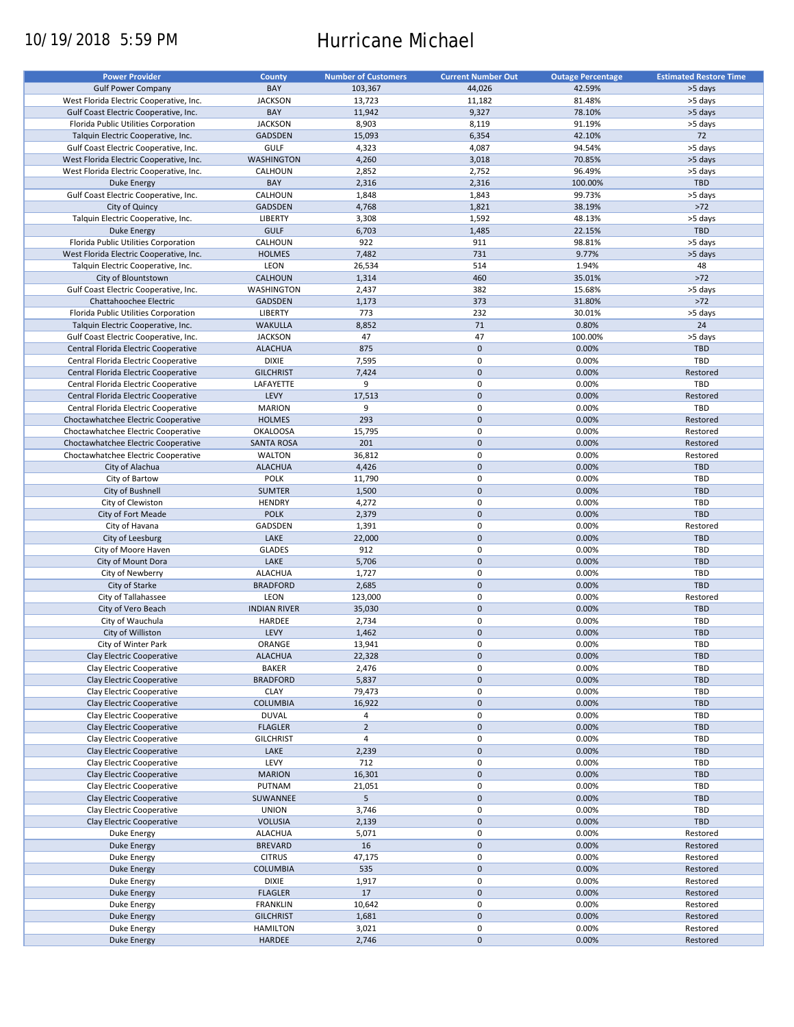10/19/2018 5:59 PM

# Hurricane Michael

| Power Provider | County | Number of Customers | Current Number Out | Outage Percentage | Estimated Restore Time |
|---|---|---|---|---|---|
| Gulf Power Company | BAY | 103,367 | 44,026 | 42.59% | >5 days |
| West Florida Electric Cooperative, Inc. | JACKSON | 13,723 | 11,182 | 81.48% | >5 days |
| Gulf Coast Electric Cooperative, Inc. | BAY | 11,942 | 9,327 | 78.10% | >5 days |
| Florida Public Utilities Corporation | JACKSON | 8,903 | 8,119 | 91.19% | >5 days |
| Talquin Electric Cooperative, Inc. | GADSDEN | 15,093 | 6,354 | 42.10% | 72 |
| Gulf Coast Electric Cooperative, Inc. | GULF | 4,323 | 4,087 | 94.54% | >5 days |
| West Florida Electric Cooperative, Inc. | WASHINGTON | 4,260 | 3,018 | 70.85% | >5 days |
| West Florida Electric Cooperative, Inc. | CALHOUN | 2,852 | 2,752 | 96.49% | >5 days |
| Duke Energy | BAY | 2,316 | 2,316 | 100.00% | TBD |
| Gulf Coast Electric Cooperative, Inc. | CALHOUN | 1,848 | 1,843 | 99.73% | >5 days |
| City of Quincy | GADSDEN | 4,768 | 1,821 | 38.19% | >72 |
| Talquin Electric Cooperative, Inc. | LIBERTY | 3,308 | 1,592 | 48.13% | >5 days |
| Duke Energy | GULF | 6,703 | 1,485 | 22.15% | TBD |
| Florida Public Utilities Corporation | CALHOUN | 922 | 911 | 98.81% | >5 days |
| West Florida Electric Cooperative, Inc. | HOLMES | 7,482 | 731 | 9.77% | >5 days |
| Talquin Electric Cooperative, Inc. | LEON | 26,534 | 514 | 1.94% | 48 |
| City of Blountstown | CALHOUN | 1,314 | 460 | 35.01% | >72 |
| Gulf Coast Electric Cooperative, Inc. | WASHINGTON | 2,437 | 382 | 15.68% | >5 days |
| Chattahoochee Electric | GADSDEN | 1,173 | 373 | 31.80% | >72 |
| Florida Public Utilities Corporation | LIBERTY | 773 | 232 | 30.01% | >5 days |
| Talquin Electric Cooperative, Inc. | WAKULLA | 8,852 | 71 | 0.80% | 24 |
| Gulf Coast Electric Cooperative, Inc. | JACKSON | 47 | 47 | 100.00% | >5 days |
| Central Florida Electric Cooperative | ALACHUA | 875 | 0 | 0.00% | TBD |
| Central Florida Electric Cooperative | DIXIE | 7,595 | 0 | 0.00% | TBD |
| Central Florida Electric Cooperative | GILCHRIST | 7,424 | 0 | 0.00% | Restored |
| Central Florida Electric Cooperative | LAFAYETTE | 9 | 0 | 0.00% | TBD |
| Central Florida Electric Cooperative | LEVY | 17,513 | 0 | 0.00% | Restored |
| Central Florida Electric Cooperative | MARION | 9 | 0 | 0.00% | TBD |
| Choctawhatchee Electric Cooperative | HOLMES | 293 | 0 | 0.00% | Restored |
| Choctawhatchee Electric Cooperative | OKALOOSA | 15,795 | 0 | 0.00% | Restored |
| Choctawhatchee Electric Cooperative | SANTA ROSA | 201 | 0 | 0.00% | Restored |
| Choctawhatchee Electric Cooperative | WALTON | 36,812 | 0 | 0.00% | Restored |
| City of Alachua | ALACHUA | 4,426 | 0 | 0.00% | TBD |
| City of Bartow | POLK | 11,790 | 0 | 0.00% | TBD |
| City of Bushnell | SUMTER | 1,500 | 0 | 0.00% | TBD |
| City of Clewiston | HENDRY | 4,272 | 0 | 0.00% | TBD |
| City of Fort Meade | POLK | 2,379 | 0 | 0.00% | TBD |
| City of Havana | GADSDEN | 1,391 | 0 | 0.00% | Restored |
| City of Leesburg | LAKE | 22,000 | 0 | 0.00% | TBD |
| City of Moore Haven | GLADES | 912 | 0 | 0.00% | TBD |
| City of Mount Dora | LAKE | 5,706 | 0 | 0.00% | TBD |
| City of Newberry | ALACHUA | 1,727 | 0 | 0.00% | TBD |
| City of Starke | BRADFORD | 2,685 | 0 | 0.00% | TBD |
| City of Tallahassee | LEON | 123,000 | 0 | 0.00% | Restored |
| City of Vero Beach | INDIAN RIVER | 35,030 | 0 | 0.00% | TBD |
| City of Wauchula | HARDEE | 2,734 | 0 | 0.00% | TBD |
| City of Williston | LEVY | 1,462 | 0 | 0.00% | TBD |
| City of Winter Park | ORANGE | 13,941 | 0 | 0.00% | TBD |
| Clay Electric Cooperative | ALACHUA | 22,328 | 0 | 0.00% | TBD |
| Clay Electric Cooperative | BAKER | 2,476 | 0 | 0.00% | TBD |
| Clay Electric Cooperative | BRADFORD | 5,837 | 0 | 0.00% | TBD |
| Clay Electric Cooperative | CLAY | 79,473 | 0 | 0.00% | TBD |
| Clay Electric Cooperative | COLUMBIA | 16,922 | 0 | 0.00% | TBD |
| Clay Electric Cooperative | DUVAL | 4 | 0 | 0.00% | TBD |
| Clay Electric Cooperative | FLAGLER | 2 | 0 | 0.00% | TBD |
| Clay Electric Cooperative | GILCHRIST | 4 | 0 | 0.00% | TBD |
| Clay Electric Cooperative | LAKE | 2,239 | 0 | 0.00% | TBD |
| Clay Electric Cooperative | LEVY | 712 | 0 | 0.00% | TBD |
| Clay Electric Cooperative | MARION | 16,301 | 0 | 0.00% | TBD |
| Clay Electric Cooperative | PUTNAM | 21,051 | 0 | 0.00% | TBD |
| Clay Electric Cooperative | SUWANNEE | 5 | 0 | 0.00% | TBD |
| Clay Electric Cooperative | UNION | 3,746 | 0 | 0.00% | TBD |
| Clay Electric Cooperative | VOLUSIA | 2,139 | 0 | 0.00% | TBD |
| Duke Energy | ALACHUA | 5,071 | 0 | 0.00% | Restored |
| Duke Energy | BREVARD | 16 | 0 | 0.00% | Restored |
| Duke Energy | CITRUS | 47,175 | 0 | 0.00% | Restored |
| Duke Energy | COLUMBIA | 535 | 0 | 0.00% | Restored |
| Duke Energy | DIXIE | 1,917 | 0 | 0.00% | Restored |
| Duke Energy | FLAGLER | 17 | 0 | 0.00% | Restored |
| Duke Energy | FRANKLIN | 10,642 | 0 | 0.00% | Restored |
| Duke Energy | GILCHRIST | 1,681 | 0 | 0.00% | Restored |
| Duke Energy | HAMILTON | 3,021 | 0 | 0.00% | Restored |
| Duke Energy | HARDEE | 2,746 | 0 | 0.00% | Restored |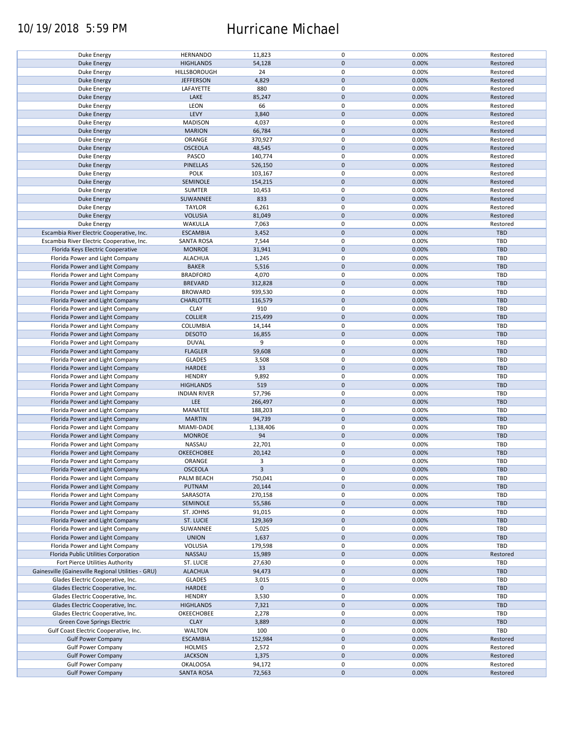| | | | | | |
|---|---|---|---|---|---|
| Duke Energy | HERNANDO | 11,823 | 0 | 0.00% | Restored |
| Duke Energy | HIGHLANDS | 54,128 | 0 | 0.00% | Restored |
| Duke Energy | HILLSBOROUGH | 24 | 0 | 0.00% | Restored |
| Duke Energy | JEFFERSON | 4,829 | 0 | 0.00% | Restored |
| Duke Energy | LAFAYETTE | 880 | 0 | 0.00% | Restored |
| Duke Energy | LAKE | 85,247 | 0 | 0.00% | Restored |
| Duke Energy | LEON | 66 | 0 | 0.00% | Restored |
| Duke Energy | LEVY | 3,840 | 0 | 0.00% | Restored |
| Duke Energy | MADISON | 4,037 | 0 | 0.00% | Restored |
| Duke Energy | MARION | 66,784 | 0 | 0.00% | Restored |
| Duke Energy | ORANGE | 370,927 | 0 | 0.00% | Restored |
| Duke Energy | OSCEOLA | 48,545 | 0 | 0.00% | Restored |
| Duke Energy | PASCO | 140,774 | 0 | 0.00% | Restored |
| Duke Energy | PINELLAS | 526,150 | 0 | 0.00% | Restored |
| Duke Energy | POLK | 103,167 | 0 | 0.00% | Restored |
| Duke Energy | SEMINOLE | 154,215 | 0 | 0.00% | Restored |
| Duke Energy | SUMTER | 10,453 | 0 | 0.00% | Restored |
| Duke Energy | SUWANNEE | 833 | 0 | 0.00% | Restored |
| Duke Energy | TAYLOR | 6,261 | 0 | 0.00% | Restored |
| Duke Energy | VOLUSIA | 81,049 | 0 | 0.00% | Restored |
| Duke Energy | WAKULLA | 7,063 | 0 | 0.00% | Restored |
| Escambia River Electric Cooperative, Inc. | ESCAMBIA | 3,452 | 0 | 0.00% | TBD |
| Escambia River Electric Cooperative, Inc. | SANTA ROSA | 7,544 | 0 | 0.00% | TBD |
| Florida Keys Electric Cooperative | MONROE | 31,941 | 0 | 0.00% | TBD |
| Florida Power and Light Company | ALACHUA | 1,245 | 0 | 0.00% | TBD |
| Florida Power and Light Company | BAKER | 5,516 | 0 | 0.00% | TBD |
| Florida Power and Light Company | BRADFORD | 4,070 | 0 | 0.00% | TBD |
| Florida Power and Light Company | BREVARD | 312,828 | 0 | 0.00% | TBD |
| Florida Power and Light Company | BROWARD | 939,530 | 0 | 0.00% | TBD |
| Florida Power and Light Company | CHARLOTTE | 116,579 | 0 | 0.00% | TBD |
| Florida Power and Light Company | CLAY | 910 | 0 | 0.00% | TBD |
| Florida Power and Light Company | COLLIER | 215,499 | 0 | 0.00% | TBD |
| Florida Power and Light Company | COLUMBIA | 14,144 | 0 | 0.00% | TBD |
| Florida Power and Light Company | DESOTO | 16,855 | 0 | 0.00% | TBD |
| Florida Power and Light Company | DUVAL | 9 | 0 | 0.00% | TBD |
| Florida Power and Light Company | FLAGLER | 59,608 | 0 | 0.00% | TBD |
| Florida Power and Light Company | GLADES | 3,508 | 0 | 0.00% | TBD |
| Florida Power and Light Company | HARDEE | 33 | 0 | 0.00% | TBD |
| Florida Power and Light Company | HENDRY | 9,892 | 0 | 0.00% | TBD |
| Florida Power and Light Company | HIGHLANDS | 519 | 0 | 0.00% | TBD |
| Florida Power and Light Company | INDIAN RIVER | 57,796 | 0 | 0.00% | TBD |
| Florida Power and Light Company | LEE | 266,497 | 0 | 0.00% | TBD |
| Florida Power and Light Company | MANATEE | 188,203 | 0 | 0.00% | TBD |
| Florida Power and Light Company | MARTIN | 94,739 | 0 | 0.00% | TBD |
| Florida Power and Light Company | MIAMI-DADE | 1,138,406 | 0 | 0.00% | TBD |
| Florida Power and Light Company | MONROE | 94 | 0 | 0.00% | TBD |
| Florida Power and Light Company | NASSAU | 22,701 | 0 | 0.00% | TBD |
| Florida Power and Light Company | OKEECHOBEE | 20,142 | 0 | 0.00% | TBD |
| Florida Power and Light Company | ORANGE | 3 | 0 | 0.00% | TBD |
| Florida Power and Light Company | OSCEOLA | 3 | 0 | 0.00% | TBD |
| Florida Power and Light Company | PALM BEACH | 750,041 | 0 | 0.00% | TBD |
| Florida Power and Light Company | PUTNAM | 20,144 | 0 | 0.00% | TBD |
| Florida Power and Light Company | SARASOTA | 270,158 | 0 | 0.00% | TBD |
| Florida Power and Light Company | SEMINOLE | 55,586 | 0 | 0.00% | TBD |
| Florida Power and Light Company | ST. JOHNS | 91,015 | 0 | 0.00% | TBD |
| Florida Power and Light Company | ST. LUCIE | 129,369 | 0 | 0.00% | TBD |
| Florida Power and Light Company | SUWANNEE | 5,025 | 0 | 0.00% | TBD |
| Florida Power and Light Company | UNION | 1,637 | 0 | 0.00% | TBD |
| Florida Power and Light Company | VOLUSIA | 179,598 | 0 | 0.00% | TBD |
| Florida Public Utilities Corporation | NASSAU | 15,989 | 0 | 0.00% | Restored |
| Fort Pierce Utilities Authority | ST. LUCIE | 27,630 | 0 | 0.00% | TBD |
| Gainesville (Gainesville Regional Utilities - GRU) | ALACHUA | 94,473 | 0 | 0.00% | TBD |
| Glades Electric Cooperative, Inc. | GLADES | 3,015 | 0 | 0.00% | TBD |
| Glades Electric Cooperative, Inc. | HARDEE | 0 | 0 | | TBD |
| Glades Electric Cooperative, Inc. | HENDRY | 3,530 | 0 | 0.00% | TBD |
| Glades Electric Cooperative, Inc. | HIGHLANDS | 7,321 | 0 | 0.00% | TBD |
| Glades Electric Cooperative, Inc. | OKEECHOBEE | 2,278 | 0 | 0.00% | TBD |
| Green Cove Springs Electric | CLAY | 3,889 | 0 | 0.00% | TBD |
| Gulf Coast Electric Cooperative, Inc. | WALTON | 100 | 0 | 0.00% | TBD |
| Gulf Power Company | ESCAMBIA | 152,984 | 0 | 0.00% | Restored |
| Gulf Power Company | HOLMES | 2,572 | 0 | 0.00% | Restored |
| Gulf Power Company | JACKSON | 1,375 | 0 | 0.00% | Restored |
| Gulf Power Company | OKALOOSA | 94,172 | 0 | 0.00% | Restored |
| Gulf Power Company | SANTA ROSA | 72,563 | 0 | 0.00% | Restored |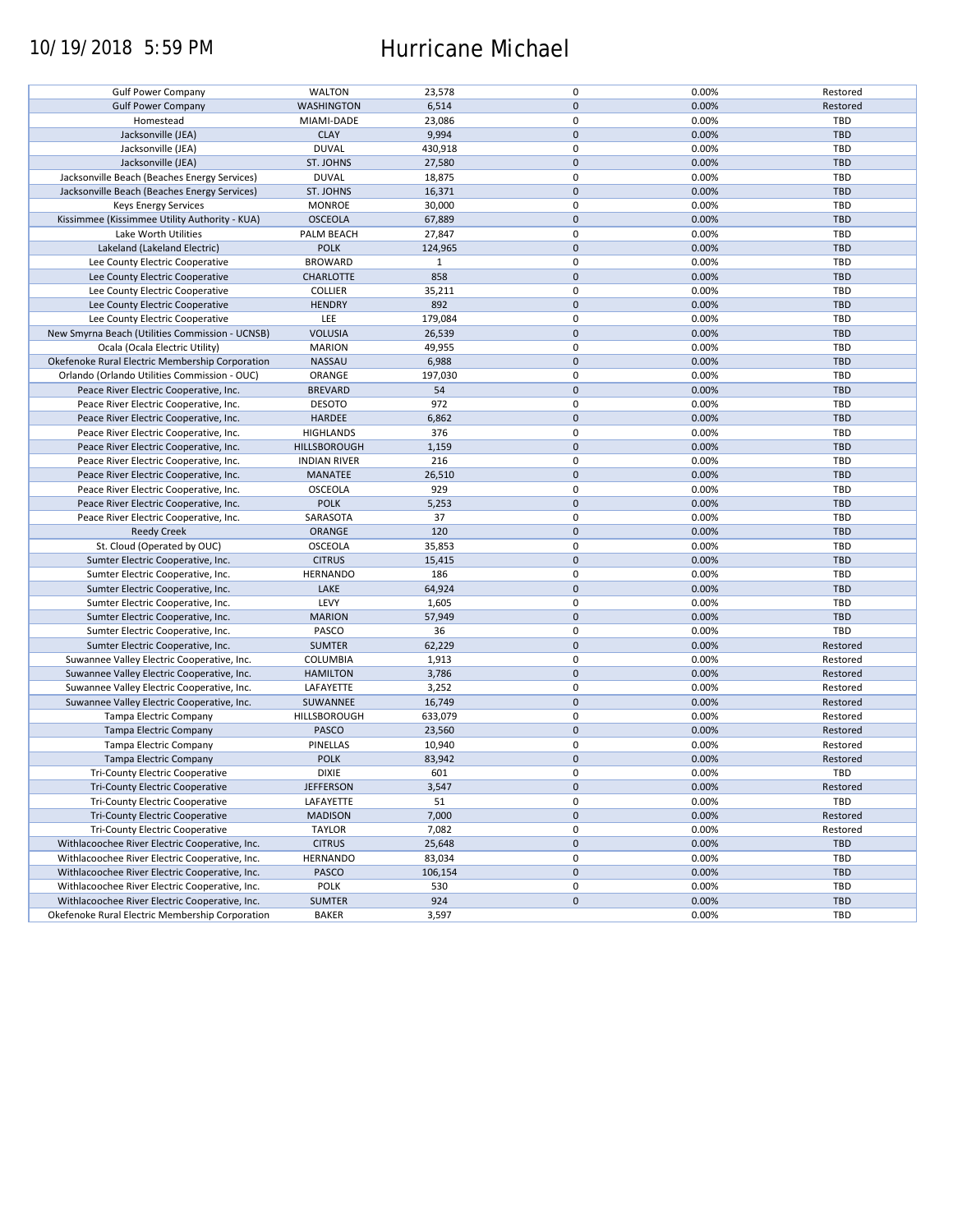| | | | | | |
|---|---|---|---|---|---|
| Gulf Power Company | WALTON | 23,578 | 0 | 0.00% | Restored |
| Gulf Power Company | WASHINGTON | 6,514 | 0 | 0.00% | Restored |
| Homestead | MIAMI-DADE | 23,086 | 0 | 0.00% | TBD |
| Jacksonville (JEA) | CLAY | 9,994 | 0 | 0.00% | TBD |
| Jacksonville (JEA) | DUVAL | 430,918 | 0 | 0.00% | TBD |
| Jacksonville (JEA) | ST. JOHNS | 27,580 | 0 | 0.00% | TBD |
| Jacksonville Beach (Beaches Energy Services) | DUVAL | 18,875 | 0 | 0.00% | TBD |
| Jacksonville Beach (Beaches Energy Services) | ST. JOHNS | 16,371 | 0 | 0.00% | TBD |
| Keys Energy Services | MONROE | 30,000 | 0 | 0.00% | TBD |
| Kissimmee (Kissimmee Utility Authority - KUA) | OSCEOLA | 67,889 | 0 | 0.00% | TBD |
| Lake Worth Utilities | PALM BEACH | 27,847 | 0 | 0.00% | TBD |
| Lakeland (Lakeland Electric) | POLK | 124,965 | 0 | 0.00% | TBD |
| Lee County Electric Cooperative | BROWARD | 1 | 0 | 0.00% | TBD |
| Lee County Electric Cooperative | CHARLOTTE | 858 | 0 | 0.00% | TBD |
| Lee County Electric Cooperative | COLLIER | 35,211 | 0 | 0.00% | TBD |
| Lee County Electric Cooperative | HENDRY | 892 | 0 | 0.00% | TBD |
| Lee County Electric Cooperative | LEE | 179,084 | 0 | 0.00% | TBD |
| New Smyrna Beach (Utilities Commission - UCNSB) | VOLUSIA | 26,539 | 0 | 0.00% | TBD |
| Ocala (Ocala Electric Utility) | MARION | 49,955 | 0 | 0.00% | TBD |
| Okefenoke Rural Electric Membership Corporation | NASSAU | 6,988 | 0 | 0.00% | TBD |
| Orlando (Orlando Utilities Commission - OUC) | ORANGE | 197,030 | 0 | 0.00% | TBD |
| Peace River Electric Cooperative, Inc. | BREVARD | 54 | 0 | 0.00% | TBD |
| Peace River Electric Cooperative, Inc. | DESOTO | 972 | 0 | 0.00% | TBD |
| Peace River Electric Cooperative, Inc. | HARDEE | 6,862 | 0 | 0.00% | TBD |
| Peace River Electric Cooperative, Inc. | HIGHLANDS | 376 | 0 | 0.00% | TBD |
| Peace River Electric Cooperative, Inc. | HILLSBOROUGH | 1,159 | 0 | 0.00% | TBD |
| Peace River Electric Cooperative, Inc. | INDIAN RIVER | 216 | 0 | 0.00% | TBD |
| Peace River Electric Cooperative, Inc. | MANATEE | 26,510 | 0 | 0.00% | TBD |
| Peace River Electric Cooperative, Inc. | OSCEOLA | 929 | 0 | 0.00% | TBD |
| Peace River Electric Cooperative, Inc. | POLK | 5,253 | 0 | 0.00% | TBD |
| Peace River Electric Cooperative, Inc. | SARASOTA | 37 | 0 | 0.00% | TBD |
| Reedy Creek | ORANGE | 120 | 0 | 0.00% | TBD |
| St. Cloud (Operated by OUC) | OSCEOLA | 35,853 | 0 | 0.00% | TBD |
| Sumter Electric Cooperative, Inc. | CITRUS | 15,415 | 0 | 0.00% | TBD |
| Sumter Electric Cooperative, Inc. | HERNANDO | 186 | 0 | 0.00% | TBD |
| Sumter Electric Cooperative, Inc. | LAKE | 64,924 | 0 | 0.00% | TBD |
| Sumter Electric Cooperative, Inc. | LEVY | 1,605 | 0 | 0.00% | TBD |
| Sumter Electric Cooperative, Inc. | MARION | 57,949 | 0 | 0.00% | TBD |
| Sumter Electric Cooperative, Inc. | PASCO | 36 | 0 | 0.00% | TBD |
| Sumter Electric Cooperative, Inc. | SUMTER | 62,229 | 0 | 0.00% | Restored |
| Suwannee Valley Electric Cooperative, Inc. | COLUMBIA | 1,913 | 0 | 0.00% | Restored |
| Suwannee Valley Electric Cooperative, Inc. | HAMILTON | 3,786 | 0 | 0.00% | Restored |
| Suwannee Valley Electric Cooperative, Inc. | LAFAYETTE | 3,252 | 0 | 0.00% | Restored |
| Suwannee Valley Electric Cooperative, Inc. | SUWANNEE | 16,749 | 0 | 0.00% | Restored |
| Tampa Electric Company | HILLSBOROUGH | 633,079 | 0 | 0.00% | Restored |
| Tampa Electric Company | PASCO | 23,560 | 0 | 0.00% | Restored |
| Tampa Electric Company | PINELLAS | 10,940 | 0 | 0.00% | Restored |
| Tampa Electric Company | POLK | 83,942 | 0 | 0.00% | Restored |
| Tri-County Electric Cooperative | DIXIE | 601 | 0 | 0.00% | TBD |
| Tri-County Electric Cooperative | JEFFERSON | 3,547 | 0 | 0.00% | Restored |
| Tri-County Electric Cooperative | LAFAYETTE | 51 | 0 | 0.00% | TBD |
| Tri-County Electric Cooperative | MADISON | 7,000 | 0 | 0.00% | Restored |
| Tri-County Electric Cooperative | TAYLOR | 7,082 | 0 | 0.00% | Restored |
| Withlacoochee River Electric Cooperative, Inc. | CITRUS | 25,648 | 0 | 0.00% | TBD |
| Withlacoochee River Electric Cooperative, Inc. | HERNANDO | 83,034 | 0 | 0.00% | TBD |
| Withlacoochee River Electric Cooperative, Inc. | PASCO | 106,154 | 0 | 0.00% | TBD |
| Withlacoochee River Electric Cooperative, Inc. | POLK | 530 | 0 | 0.00% | TBD |
| Withlacoochee River Electric Cooperative, Inc. | SUMTER | 924 | 0 | 0.00% | TBD |
| Okefenoke Rural Electric Membership Corporation | BAKER | 3,597 | | 0.00% | TBD |